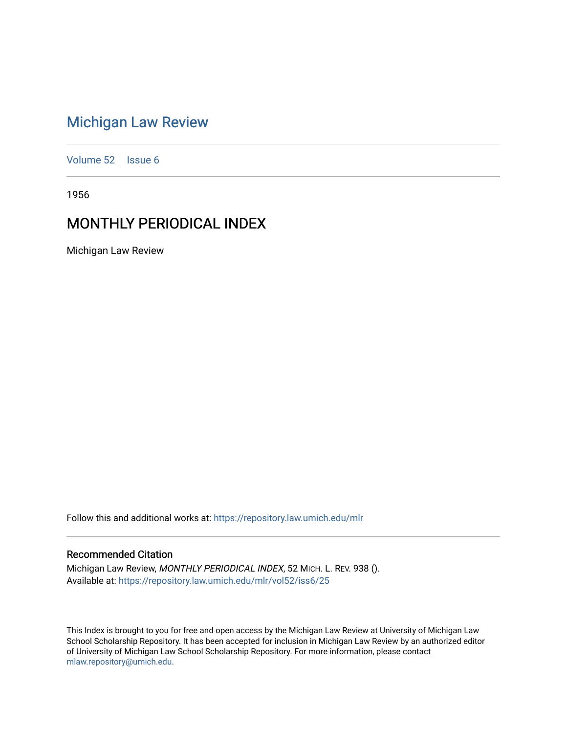# Michigan Law Review

Volume 52 | Issue 6

1956

## MONTHLY PERIODICAL INDEX

Michigan Law Review

Follow this and additional works at: https://repository.law.umich.edu/mlr

### Recommended Citation

Michigan Law Review, *MONTHLY PERIODICAL INDEX*, 52 MICH. L. REV. 938 ().
Available at: https://repository.law.umich.edu/mlr/vol52/iss6/25

This Index is brought to you for free and open access by the Michigan Law Review at University of Michigan Law School Scholarship Repository. It has been accepted for inclusion in Michigan Law Review by an authorized editor of University of Michigan Law School Scholarship Repository. For more information, please contact mlaw.repository@umich.edu.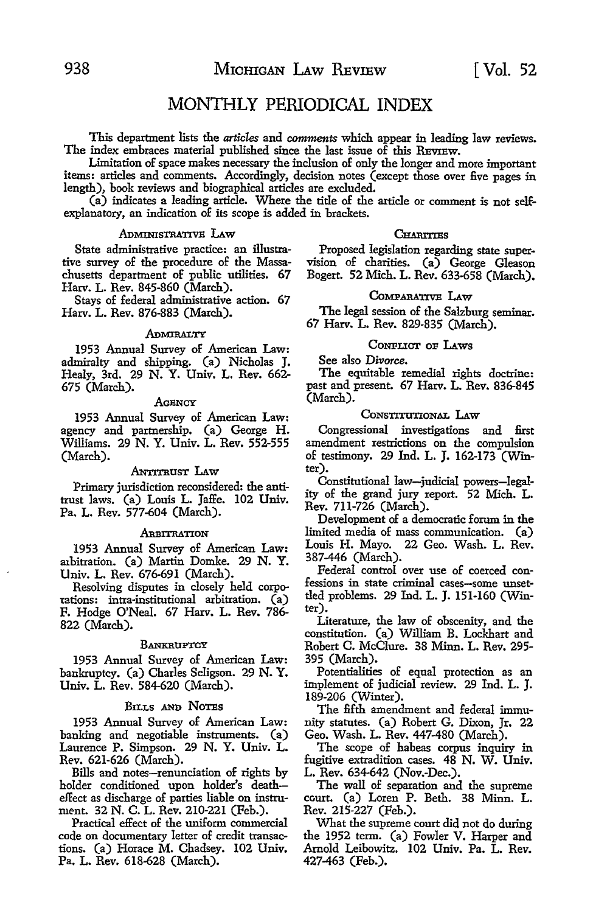# MONTHLY PERIODICAL INDEX

This department lists the *articles* and *comments* which appear in leading law reviews. The index embraces material published since the last issue of this REVIEW.

Limitation of space makes necessary the inclusion of only the longer and more important items: articles and comments. Accordingly, decision notes (except those over five pages in length), book reviews and biographical articles are excluded.

(a) indicates a leading article. Where the title of the article or comment is not self-explanatory, an indication of its scope is added in brackets.

### ADMINISTRATIVE LAW

State administrative practice: an illustrative survey of the procedure of the Massachusetts department of public utilities. 67 Harv. L. Rev. 845-860 (March).

Stays of federal administrative action. 67 Harv. L. Rev. 876-883 (March).

### ADMIRALTY

1953 Annual Survey of American Law: admiralty and shipping. (a) Nicholas J. Healy, 3rd. 29 N. Y. Univ. L. Rev. 662-675 (March).

### AGENCY

1953 Annual Survey of American Law: agency and partnership. (a) George H. Williams. 29 N. Y. Univ. L. Rev. 552-555 (March).

### ANTITRUST LAW

Primary jurisdiction reconsidered: the antitrust laws. (a) Louis L. Jaffe. 102 Univ. Pa. L. Rev. 577-604 (March).

### ARBITRATION

1953 Annual Survey of American Law: arbitration. (a) Martin Domke. 29 N. Y. Univ. L. Rev. 676-691 (March).

Resolving disputes in closely held corporations: intra-institutional arbitration. (a) F. Hodge O'Neal. 67 Harv. L. Rev. 786-822 (March).

### BANKRUPTCY

1953 Annual Survey of American Law: bankruptcy. (a) Charles Seligson. 29 N. Y. Univ. L. Rev. 584-620 (March).

### BILLS AND NOTES

1953 Annual Survey of American Law: banking and negotiable instruments. (a) Laurence P. Simpson. 29 N. Y. Univ. L. Rev. 621-626 (March).

Bills and notes—renunciation of rights by holder conditioned upon holder's death—effect as discharge of parties liable on instrument. 32 N. C. L. Rev. 210-221 (Feb.).

Practical effect of the uniform commercial code on documentary letter of credit transactions. (a) Horace M. Chadsey. 102 Univ. Pa. L. Rev. 618-628 (March).

### CHARITIES

Proposed legislation regarding state supervision of charities. (a) George Gleason Bogert. 52 Mich. L. Rev. 633-658 (March).

### COMPARATIVE LAW

The legal session of the Salzburg seminar. 67 Harv. L. Rev. 829-835 (March).

### CONFLICT OF LAWS

See also *Divorce*.

The equitable remedial rights doctrine: past and present. 67 Harv. L. Rev. 836-845 (March).

### CONSTITUTIONAL LAW

Congressional investigations and first amendment restrictions on the compulsion of testimony. 29 Ind. L. J. 162-173 (Winter).

Constitutional law—judicial powers—legality of the grand jury report. 52 Mich. L. Rev. 711-726 (March).

Development of a democratic forum in the limited media of mass communication. (a) Louis H. Mayo. 22 Geo. Wash. L. Rev. 387-446 (March).

Federal control over use of coerced confessions in state criminal cases—some unsettled problems. 29 Ind. L. J. 151-160 (Winter).

Literature, the law of obscenity, and the constitution. (a) William B. Lockhart and Robert C. McClure. 38 Minn. L. Rev. 295-395 (March).

Potentialities of equal protection as an implement of judicial review. 29 Ind. L. J. 189-206 (Winter).

The fifth amendment and federal immunity statutes. (a) Robert G. Dixon, Jr. 22 Geo. Wash. L. Rev. 447-480 (March).

The scope of habeas corpus inquiry in fugitive extradition cases. 48 N. W. Univ. L. Rev. 634-642 (Nov.-Dec.).

The wall of separation and the supreme court. (a) Loren P. Beth. 38 Minn. L. Rev. 215-227 (Feb.).

What the supreme court did not do during the 1952 term. (a) Fowler V. Harper and Arnold Leibowitz. 102 Univ. Pa. L. Rev. 427-463 (Feb.).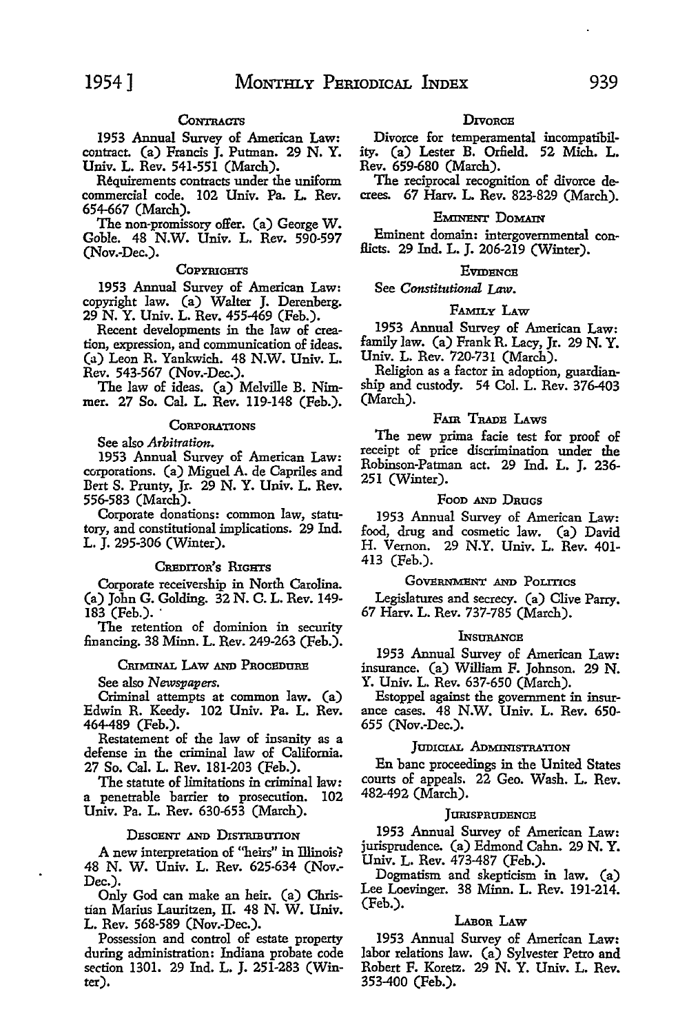### CONTRACTS

1953 Annual Survey of American Law: contract. (a) Francis J. Putman. 29 N. Y. Univ. L. Rev. 541-551 (March).

Requirements contracts under the uniform commercial code. 102 Univ. Pa. L. Rev. 654-667 (March).

The non-promissory offer. (a) George W. Goble. 48 N.W. Univ. L. Rev. 590-597 (Nov.-Dec.).

### COPYRIGHTS

1953 Annual Survey of American Law: copyright law. (a) Walter J. Derenberg. 29 N. Y. Univ. L. Rev. 455-469 (Feb.).

Recent developments in the law of creation, expression, and communication of ideas. (a) Leon R. Yankwich. 48 N.W. Univ. L. Rev. 543-567 (Nov.-Dec.).

The law of ideas. (a) Melville B. Nimmer. 27 So. Cal. L. Rev. 119-148 (Feb.).

### CORPORATIONS

See also *Arbitration.*

1953 Annual Survey of American Law: corporations. (a) Miguel A. de Capriles and Bert S. Prunty, Jr. 29 N. Y. Univ. L. Rev. 556-583 (March).

Corporate donations: common law, statutory, and constitutional implications. 29 Ind. L. J. 295-306 (Winter).

### CREDITOR'S RIGHTS

Corporate receivership in North Carolina. (a) John G. Golding. 32 N. C. L. Rev. 149-183 (Feb.).

The retention of dominion in security financing. 38 Minn. L. Rev. 249-263 (Feb.).

### CRIMINAL LAW AND PROCEDURE

See also *Newspapers.*

Criminal attempts at common law. (a) Edwin R. Keedy. 102 Univ. Pa. L. Rev. 464-489 (Feb.).

Restatement of the law of insanity as a defense in the criminal law of California. 27 So. Cal. L. Rev. 181-203 (Feb.).

The statute of limitations in criminal law: a penetrable barrier to prosecution. 102 Univ. Pa. L. Rev. 630-653 (March).

### DESCENT AND DISTRIBUTION

A new interpretation of "heirs" in Illinois? 48 N. W. Univ. L. Rev. 625-634 (Nov.-Dec.).

Only God can make an heir. (a) Christian Marius Lauritzen, II. 48 N. W. Univ. L. Rev. 568-589 (Nov.-Dec.).

Possession and control of estate property during administration: Indiana probate code section 1301. 29 Ind. L. J. 251-283 (Winter).

### DIVORCE

Divorce for temperamental incompatibility. (a) Lester B. Orfield. 52 Mich. L. Rev. 659-680 (March).

The reciprocal recognition of divorce decrees. 67 Harv. L. Rev. 823-829 (March).

### EMINENT DOMAIN

Eminent domain: intergovernmental conflicts. 29 Ind. L. J. 206-219 (Winter).

### EVIDENCE

See *Constitutional Law.*

### FAMILY LAW

1953 Annual Survey of American Law: family law. (a) Frank R. Lacy, Jr. 29 N. Y. Univ. L. Rev. 720-731 (March).

Religion as a factor in adoption, guardianship and custody. 54 Col. L. Rev. 376-403 (March).

### FAIR TRADE LAWS

The new prima facie test for proof of receipt of price discrimination under the Robinson-Patman act. 29 Ind. L. J. 236-251 (Winter).

### FOOD AND DRUGS

1953 Annual Survey of American Law: food, drug and cosmetic law. (a) David H. Vernon. 29 N.Y. Univ. L. Rev. 401-413 (Feb.).

### GOVERNMENT AND POLITICS

Legislatures and secrecy. (a) Clive Parry. 67 Harv. L. Rev. 737-785 (March).

### INSURANCE

1953 Annual Survey of American Law: insurance. (a) William F. Johnson. 29 N. Y. Univ. L. Rev. 637-650 (March).

Estoppel against the government in insurance cases. 48 N.W. Univ. L. Rev. 650-655 (Nov.-Dec.).

### JUDICIAL ADMINISTRATION

En banc proceedings in the United States courts of appeals. 22 Geo. Wash. L. Rev. 482-492 (March).

### JURISPRUDENCE

1953 Annual Survey of American Law: jurisprudence. (a) Edmond Cahn. 29 N. Y. Univ. L. Rev. 473-487 (Feb.).

Dogmatism and skepticism in law. (a) Lee Loevinger. 38 Minn. L. Rev. 191-214. (Feb.).

### LABOR LAW

1953 Annual Survey of American Law: labor relations law. (a) Sylvester Petro and Robert F. Koretz. 29 N. Y. Univ. L. Rev. 353-400 (Feb.).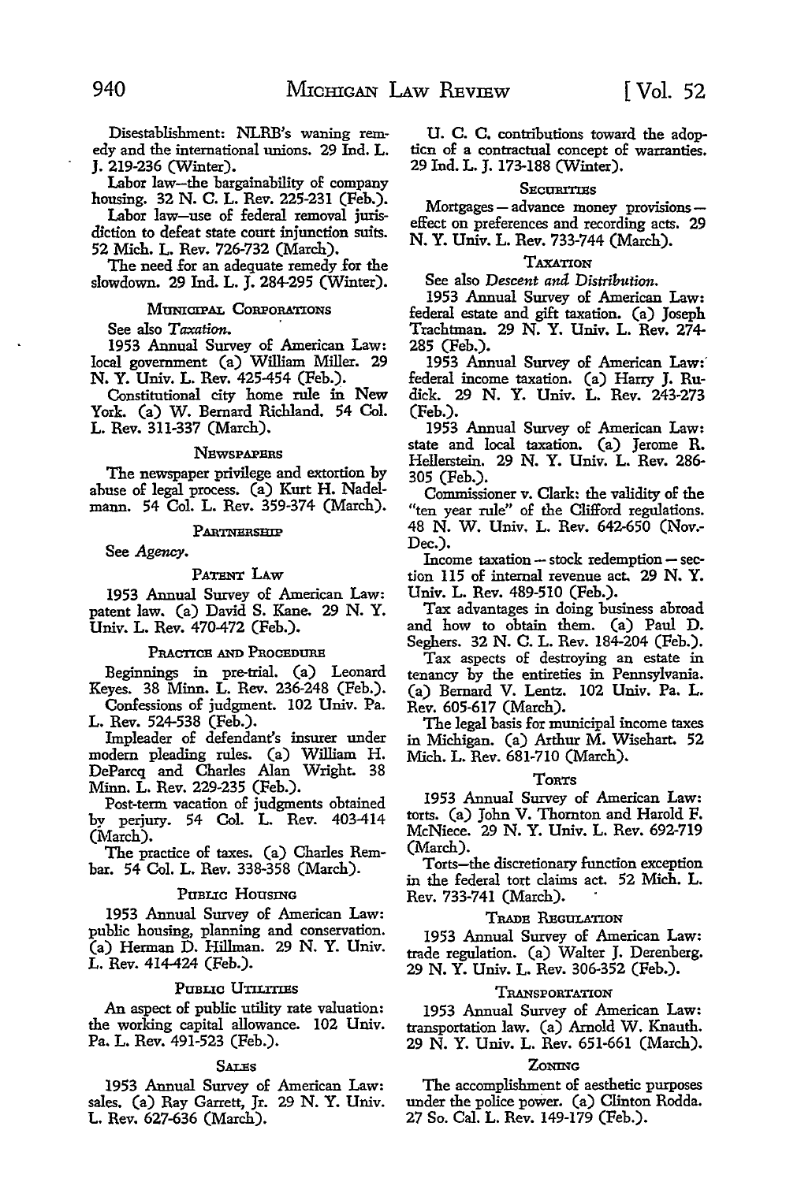Disestablishment: NLRB's waning remedy and the international unions. 29 Ind. L. J. 219-236 (Winter).

Labor law—the bargainability of company housing. 32 N. C. L. Rev. 225-231 (Feb.).

Labor law—use of federal removal jurisdiction to defeat state court injunction suits. 52 Mich. L. Rev. 726-732 (March).

The need for an adequate remedy for the slowdown. 29 Ind. L. J. 284-295 (Winter).

### Municipal Corporations

See also *Taxation.*

1953 Annual Survey of American Law: local government (a) William Miller. 29 N. Y. Univ. L. Rev. 425-454 (Feb.).

Constitutional city home rule in New York. (a) W. Bernard Richland. 54 Col. L. Rev. 311-337 (March).

### Newspapers

The newspaper privilege and extortion by abuse of legal process. (a) Kurt H. Nadelmann. 54 Col. L. Rev. 359-374 (March).

### Partnership

See *Agency.*

### Patent Law

1953 Annual Survey of American Law: patent law. (a) David S. Kane. 29 N. Y. Univ. L. Rev. 470-472 (Feb.).

### Practice and Procedure

Beginnings in pre-trial. (a) Leonard Keyes. 38 Minn. L. Rev. 236-248 (Feb.).

Confessions of judgment. 102 Univ. Pa. L. Rev. 524-538 (Feb.).

Impleader of defendant's insurer under modern pleading rules. (a) William H. DeParcq and Charles Alan Wright. 38 Minn. L. Rev. 229-235 (Feb.).

Post-term vacation of judgments obtained by perjury. 54 Col. L. Rev. 403-414 (March).

The practice of taxes. (a) Charles Rembar. 54 Col. L. Rev. 338-358 (March).

### Public Housing

1953 Annual Survey of American Law: public housing, planning and conservation. (a) Herman D. Hillman. 29 N. Y. Univ. L. Rev. 414-424 (Feb.).

### Public Utilities

An aspect of public utility rate valuation: the working capital allowance. 102 Univ. Pa. L. Rev. 491-523 (Feb.).

### Sales

1953 Annual Survey of American Law: sales. (a) Ray Garrett, Jr. 29 N. Y. Univ. L. Rev. 627-636 (March).

U. C. C. contributions toward the adoption of a contractual concept of warranties. 29 Ind. L. J. 173-188 (Winter).

### Securities

Mortgages — advance money provisions — effect on preferences and recording acts. 29 N. Y. Univ. L. Rev. 733-744 (March).

### Taxation

See also *Descent and Distribution.*

1953 Annual Survey of American Law: federal estate and gift taxation. (a) Joseph Trachtman. 29 N. Y. Univ. L. Rev. 274-285 (Feb.).

1953 Annual Survey of American Law: federal income taxation. (a) Harry J. Rudick. 29 N. Y. Univ. L. Rev. 243-273 (Feb.).

1953 Annual Survey of American Law: state and local taxation. (a) Jerome R. Hellerstein. 29 N. Y. Univ. L. Rev. 286-305 (Feb.).

Commissioner v. Clark: the validity of the "ten year rule" of the Clifford regulations. 48 N. W. Univ. L. Rev. 642-650 (Nov.-Dec.).

Income taxation — stock redemption — section 115 of internal revenue act. 29 N. Y. Univ. L. Rev. 489-510 (Feb.).

Tax advantages in doing business abroad and how to obtain them. (a) Paul D. Seghers. 32 N. C. L. Rev. 184-204 (Feb.).

Tax aspects of destroying an estate in tenancy by the entireties in Pennsylvania. (a) Bernard V. Lentz. 102 Univ. Pa. L. Rev. 605-617 (March).

The legal basis for municipal income taxes in Michigan. (a) Arthur M. Wisehart. 52 Mich. L. Rev. 681-710 (March).

### Torts

1953 Annual Survey of American Law: torts. (a) John V. Thornton and Harold F. McNiece. 29 N. Y. Univ. L. Rev. 692-719 (March).

Torts—the discretionary function exception in the federal tort claims act. 52 Mich. L. Rev. 733-741 (March).

### Trade Regulation

1953 Annual Survey of American Law: trade regulation. (a) Walter J. Derenberg. 29 N. Y. Univ. L. Rev. 306-352 (Feb.).

### Transportation

1953 Annual Survey of American Law: transportation law. (a) Arnold W. Knauth. 29 N. Y. Univ. L. Rev. 651-661 (March).

### Zoning

The accomplishment of aesthetic purposes under the police power. (a) Clinton Rodda. 27 So. Cal. L. Rev. 149-179 (Feb.).